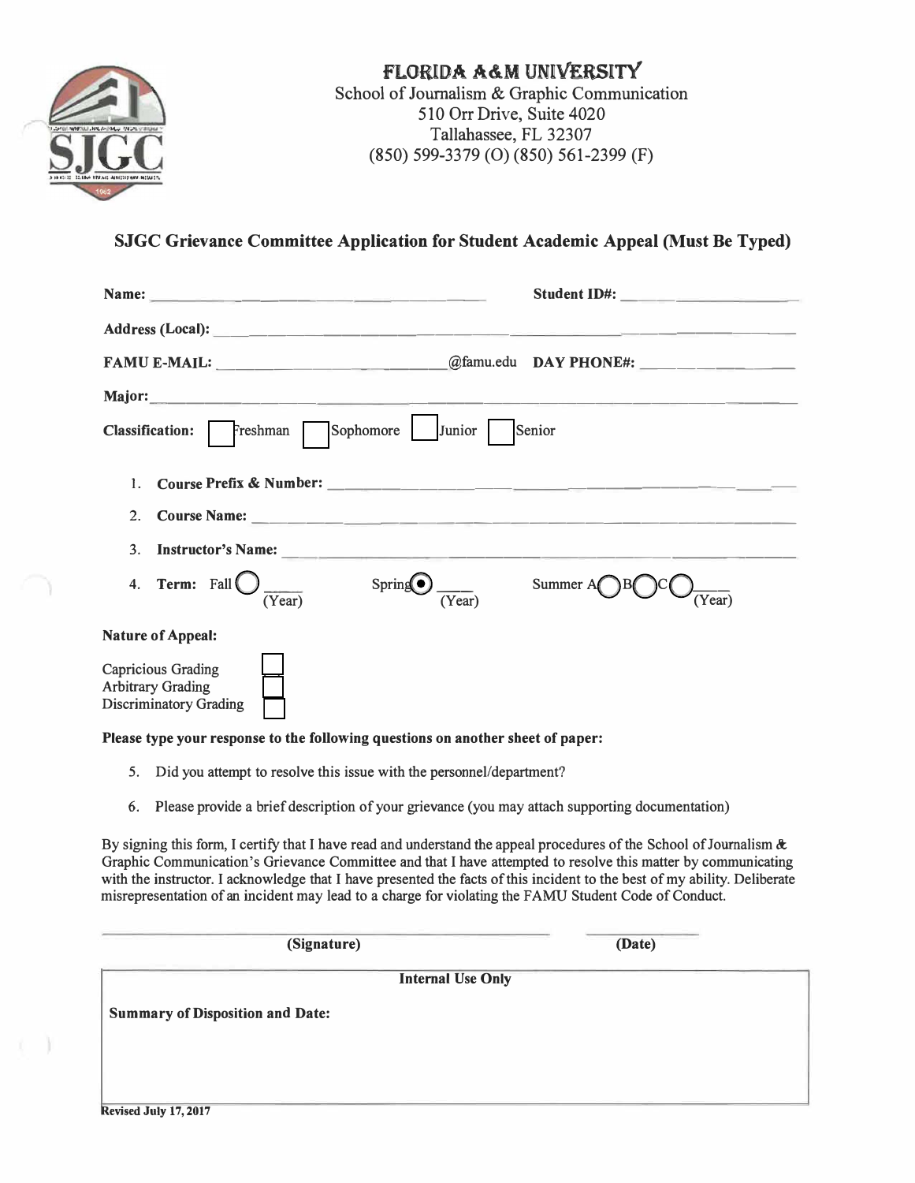# FLORIDA A&M UNIVERSITY

School of Journalism & Graphic Communication
510 Orr Drive, Suite 4020
Tallahassee, FL 32307
(850) 599-3379 (O) (850) 561-2399 (F)

## SJGC Grievance Committee Application for Student Academic Appeal (Must Be Typed)

**Name:** ______________________________ **Student ID#:** ____________________

**Address (Local):** ______________________________________________

**FAMU E-MAIL:** ____________________@famu.edu **DAY PHONE#:** ____________________

**Major:** ______________________________________________

**Classification:** ☐ Freshman ☐ Sophomore ☐ Junior ☐ Senior

1. **Course Prefix & Number:** ______________________________________________
2. **Course Name:** ______________________________________________
3. **Instructor's Name:** ______________________________________________
4. **Term:** Fall ○ ____ (Year) Spring ◉ ____ (Year) Summer A ○ B ○ C ○ ____ (Year)

**Nature of Appeal:**

Capricious Grading ☐
Arbitrary Grading ☐
Discriminatory Grading ☐

**Please type your response to the following questions on another sheet of paper:**

5. Did you attempt to resolve this issue with the personnel/department?
6. Please provide a brief description of your grievance (you may attach supporting documentation)

By signing this form, I certify that I have read and understand the appeal procedures of the School of Journalism & Graphic Communication's Grievance Committee and that I have attempted to resolve this matter by communicating with the instructor. I acknowledge that I have presented the facts of this incident to the best of my ability. Deliberate misrepresentation of an incident may lead to a charge for violating the FAMU Student Code of Conduct.

______________________________ ____________
**(Signature)** **(Date)**

**Internal Use Only**

**Summary of Disposition and Date:**

**Revised July 17, 2017**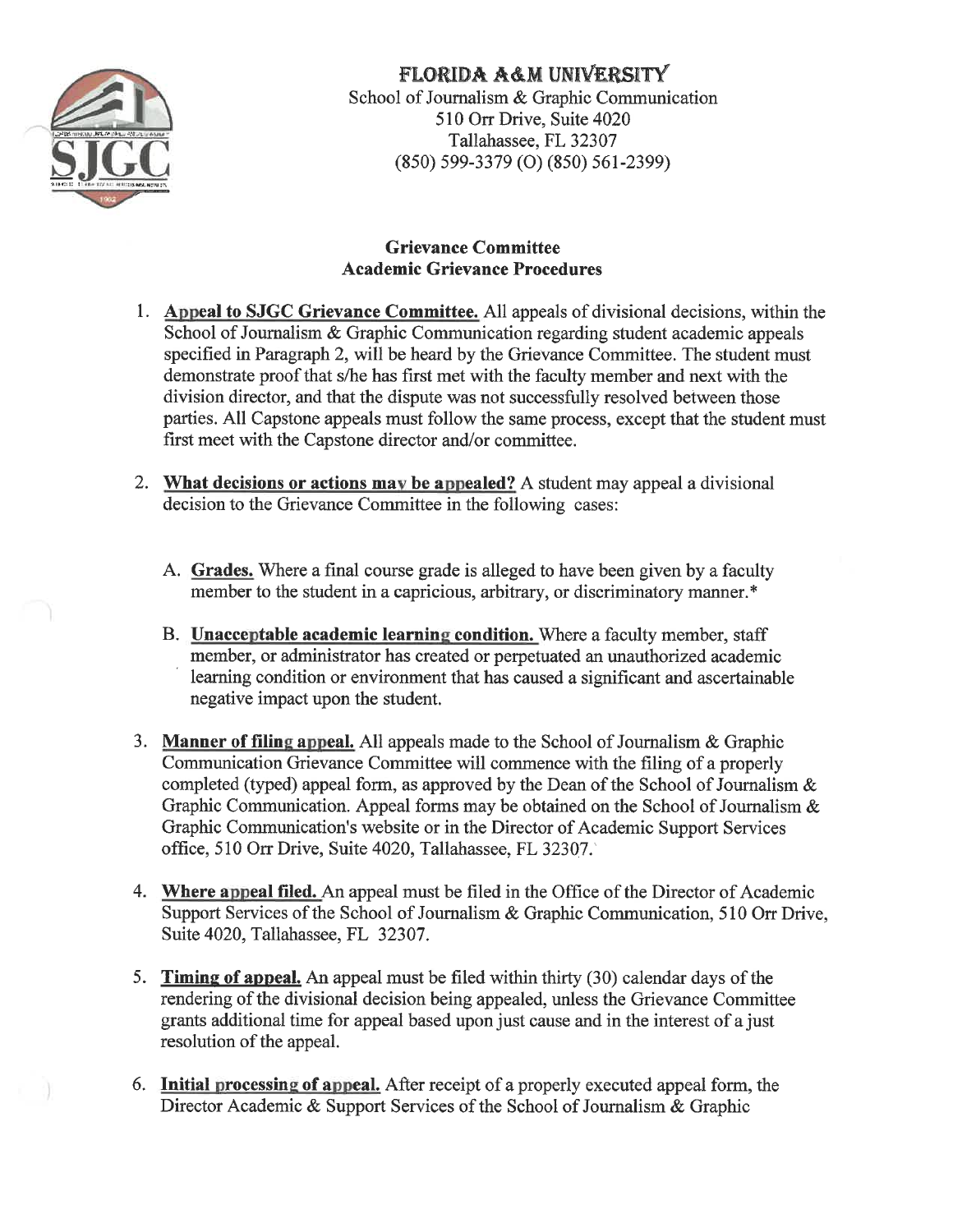# FLORIDA A&M UNIVERSITY

School of Journalism & Graphic Communication
510 Orr Drive, Suite 4020
Tallahassee, FL 32307
(850) 599-3379 (O) (850) 561-2399)

## Grievance Committee
## Academic Grievance Procedures

1. **Appeal to SJGC Grievance Committee.** All appeals of divisional decisions, within the School of Journalism & Graphic Communication regarding student academic appeals specified in Paragraph 2, will be heard by the Grievance Committee. The student must demonstrate proof that s/he has first met with the faculty member and next with the division director, and that the dispute was not successfully resolved between those parties. All Capstone appeals must follow the same process, except that the student must first meet with the Capstone director and/or committee.

2. **What decisions or actions may be appealed?** A student may appeal a divisional decision to the Grievance Committee in the following cases:

   A. **Grades.** Where a final course grade is alleged to have been given by a faculty member to the student in a capricious, arbitrary, or discriminatory manner.*

   B. **Unacceptable academic learning condition.** Where a faculty member, staff member, or administrator has created or perpetuated an unauthorized academic learning condition or environment that has caused a significant and ascertainable negative impact upon the student.

3. **Manner of filing appeal.** All appeals made to the School of Journalism & Graphic Communication Grievance Committee will commence with the filing of a properly completed (typed) appeal form, as approved by the Dean of the School of Journalism & Graphic Communication. Appeal forms may be obtained on the School of Journalism & Graphic Communication's website or in the Director of Academic Support Services office, 510 Orr Drive, Suite 4020, Tallahassee, FL 32307.

4. **Where appeal filed.** An appeal must be filed in the Office of the Director of Academic Support Services of the School of Journalism & Graphic Communication, 510 Orr Drive, Suite 4020, Tallahassee, FL 32307.

5. **Timing of appeal.** An appeal must be filed within thirty (30) calendar days of the rendering of the divisional decision being appealed, unless the Grievance Committee grants additional time for appeal based upon just cause and in the interest of a just resolution of the appeal.

6. **Initial processing of appeal.** After receipt of a properly executed appeal form, the Director Academic & Support Services of the School of Journalism & Graphic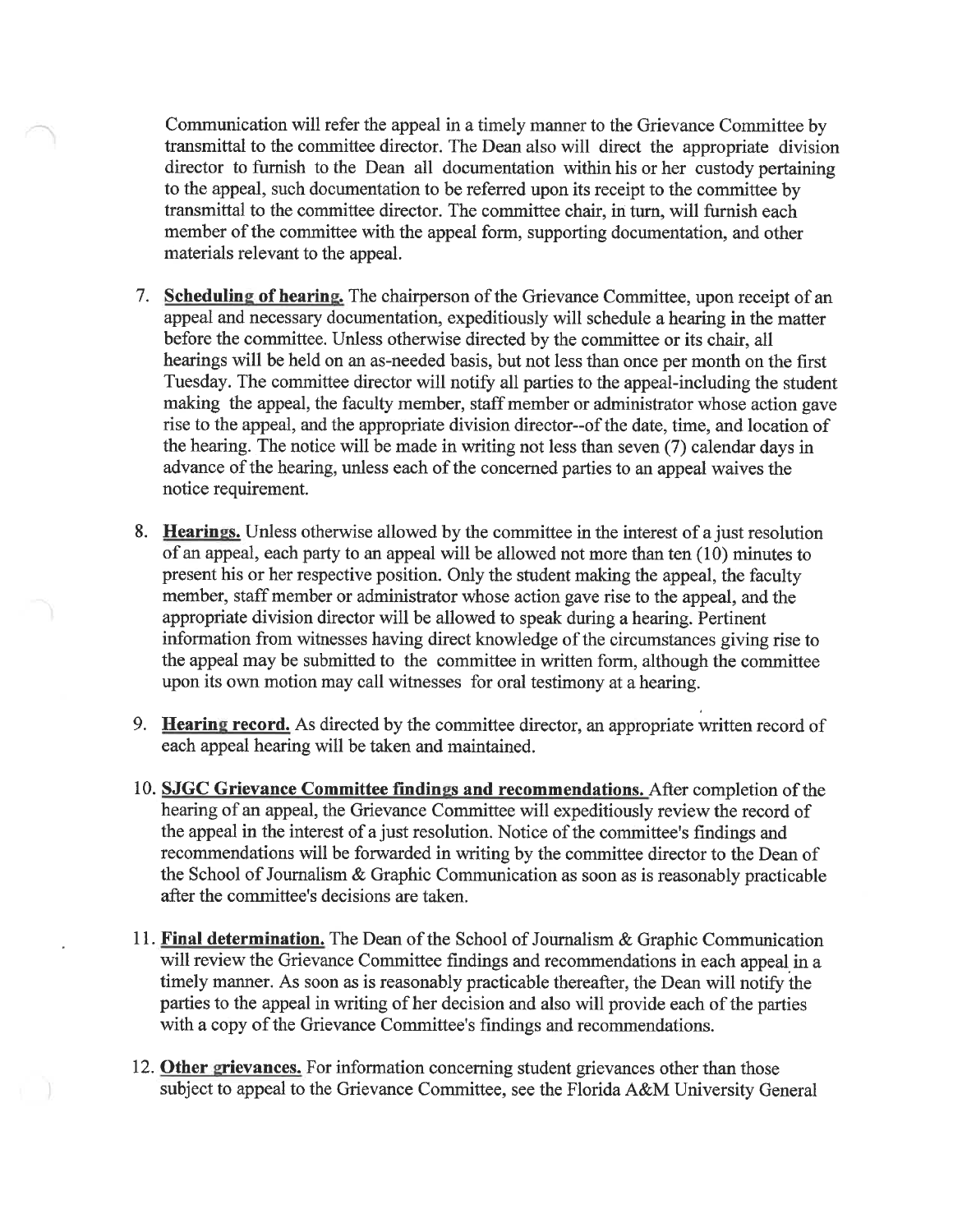Communication will refer the appeal in a timely manner to the Grievance Committee by transmittal to the committee director. The Dean also will direct the appropriate division director to furnish to the Dean all documentation within his or her custody pertaining to the appeal, such documentation to be referred upon its receipt to the committee by transmittal to the committee director. The committee chair, in turn, will furnish each member of the committee with the appeal form, supporting documentation, and other materials relevant to the appeal.

7. **Scheduling of hearing.** The chairperson of the Grievance Committee, upon receipt of an appeal and necessary documentation, expeditiously will schedule a hearing in the matter before the committee. Unless otherwise directed by the committee or its chair, all hearings will be held on an as-needed basis, but not less than once per month on the first Tuesday. The committee director will notify all parties to the appeal-including the student making the appeal, the faculty member, staff member or administrator whose action gave rise to the appeal, and the appropriate division director--of the date, time, and location of the hearing. The notice will be made in writing not less than seven (7) calendar days in advance of the hearing, unless each of the concerned parties to an appeal waives the notice requirement.

8. **Hearings.** Unless otherwise allowed by the committee in the interest of a just resolution of an appeal, each party to an appeal will be allowed not more than ten (10) minutes to present his or her respective position. Only the student making the appeal, the faculty member, staff member or administrator whose action gave rise to the appeal, and the appropriate division director will be allowed to speak during a hearing. Pertinent information from witnesses having direct knowledge of the circumstances giving rise to the appeal may be submitted to the committee in written form, although the committee upon its own motion may call witnesses for oral testimony at a hearing.

9. **Hearing record.** As directed by the committee director, an appropriate written record of each appeal hearing will be taken and maintained.

10. **SJGC Grievance Committee findings and recommendations.** After completion of the hearing of an appeal, the Grievance Committee will expeditiously review the record of the appeal in the interest of a just resolution. Notice of the committee's findings and recommendations will be forwarded in writing by the committee director to the Dean of the School of Journalism & Graphic Communication as soon as is reasonably practicable after the committee's decisions are taken.

11. **Final determination.** The Dean of the School of Journalism & Graphic Communication will review the Grievance Committee findings and recommendations in each appeal in a timely manner. As soon as is reasonably practicable thereafter, the Dean will notify the parties to the appeal in writing of her decision and also will provide each of the parties with a copy of the Grievance Committee's findings and recommendations.

12. **Other grievances.** For information concerning student grievances other than those subject to appeal to the Grievance Committee, see the Florida A&M University General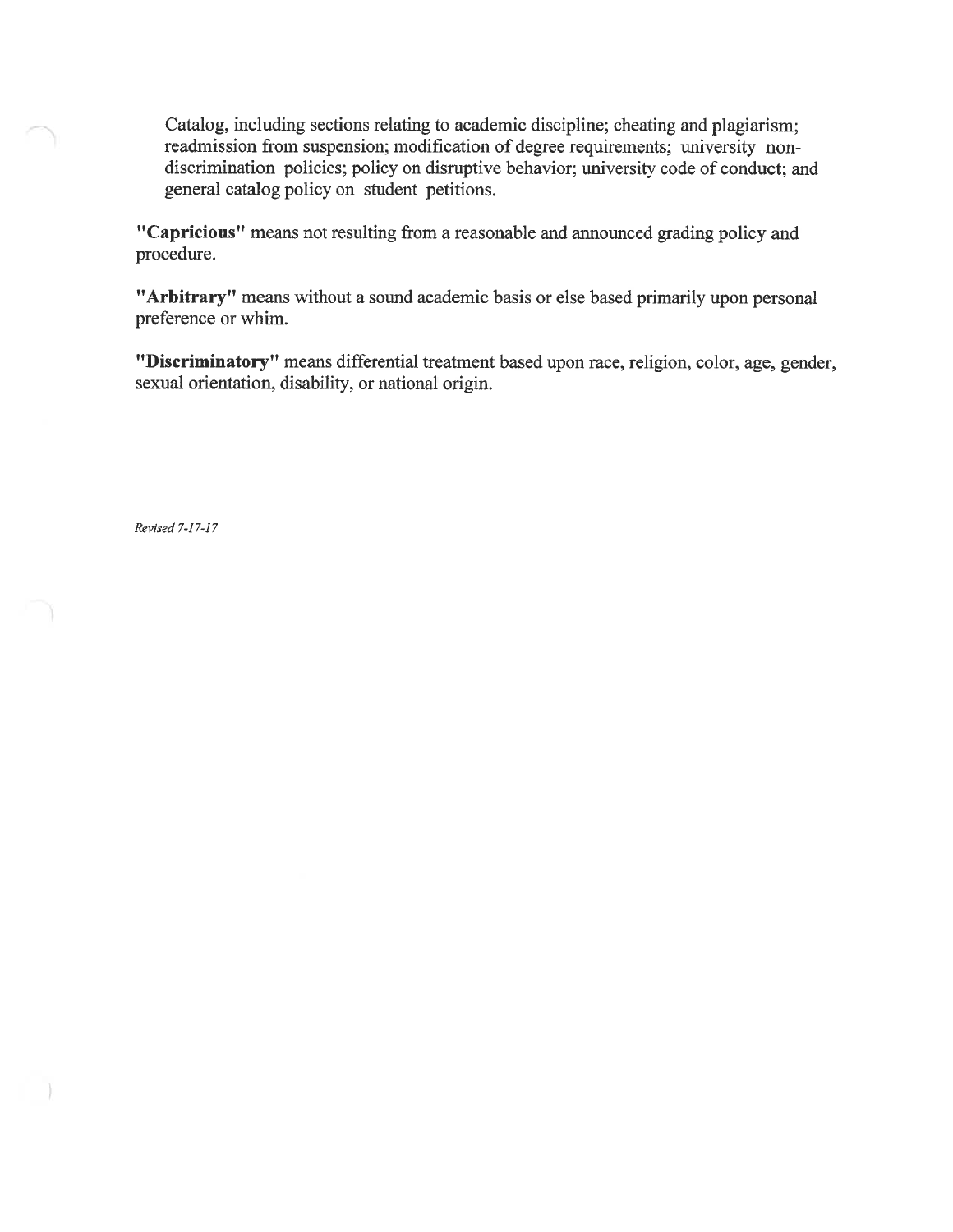Catalog, including sections relating to academic discipline; cheating and plagiarism; readmission from suspension; modification of degree requirements; university non-discrimination policies; policy on disruptive behavior; university code of conduct; and general catalog policy on student petitions.

**"Capricious"** means not resulting from a reasonable and announced grading policy and procedure.

**"Arbitrary"** means without a sound academic basis or else based primarily upon personal preference or whim.

**"Discriminatory"** means differential treatment based upon race, religion, color, age, gender, sexual orientation, disability, or national origin.

*Revised 7-17-17*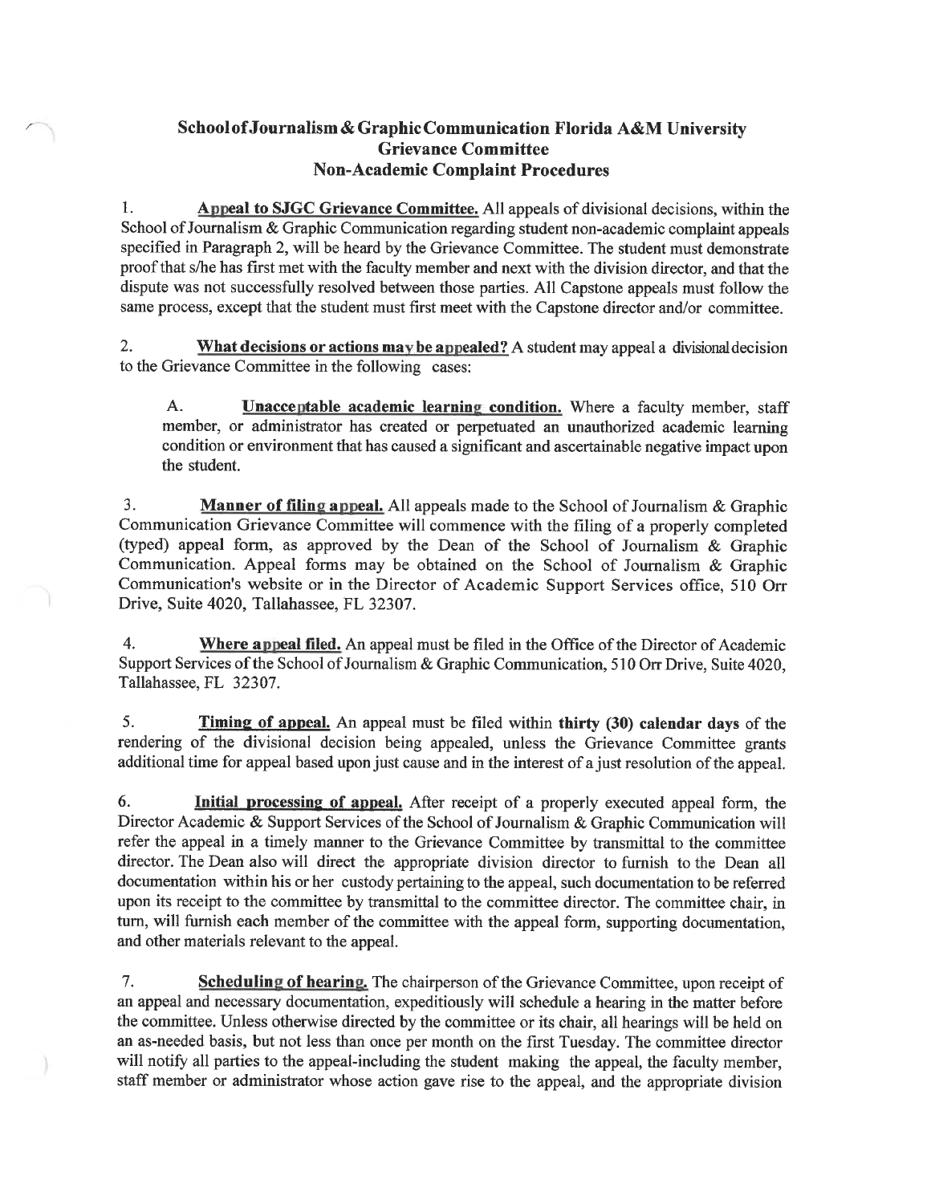# School of Journalism & Graphic Communication Florida A&M University
## Grievance Committee
## Non-Academic Complaint Procedures

1. **Appeal to SJGC Grievance Committee.** All appeals of divisional decisions, within the School of Journalism & Graphic Communication regarding student non-academic complaint appeals specified in Paragraph 2, will be heard by the Grievance Committee. The student must demonstrate proof that s/he has first met with the faculty member and next with the division director, and that the dispute was not successfully resolved between those parties. All Capstone appeals must follow the same process, except that the student must first meet with the Capstone director and/or committee.

2. **What decisions or actions may be appealed?** A student may appeal a divisional decision to the Grievance Committee in the following cases:

   A. **Unacceptable academic learning condition.** Where a faculty member, staff member, or administrator has created or perpetuated an unauthorized academic learning condition or environment that has caused a significant and ascertainable negative impact upon the student.

3. **Manner of filing appeal.** All appeals made to the School of Journalism & Graphic Communication Grievance Committee will commence with the filing of a properly completed (typed) appeal form, as approved by the Dean of the School of Journalism & Graphic Communication. Appeal forms may be obtained on the School of Journalism & Graphic Communication's website or in the Director of Academic Support Services office, 510 Orr Drive, Suite 4020, Tallahassee, FL 32307.

4. **Where appeal filed.** An appeal must be filed in the Office of the Director of Academic Support Services of the School of Journalism & Graphic Communication, 510 Orr Drive, Suite 4020, Tallahassee, FL 32307.

5. **Timing of appeal.** An appeal must be filed within **thirty (30) calendar days** of the rendering of the divisional decision being appealed, unless the Grievance Committee grants additional time for appeal based upon just cause and in the interest of a just resolution of the appeal.

6. **Initial processing of appeal.** After receipt of a properly executed appeal form, the Director Academic & Support Services of the School of Journalism & Graphic Communication will refer the appeal in a timely manner to the Grievance Committee by transmittal to the committee director. The Dean also will direct the appropriate division director to furnish to the Dean all documentation within his or her custody pertaining to the appeal, such documentation to be referred upon its receipt to the committee by transmittal to the committee director. The committee chair, in turn, will furnish each member of the committee with the appeal form, supporting documentation, and other materials relevant to the appeal.

7. **Scheduling of hearing.** The chairperson of the Grievance Committee, upon receipt of an appeal and necessary documentation, expeditiously will schedule a hearing in the matter before the committee. Unless otherwise directed by the committee or its chair, all hearings will be held on an as-needed basis, but not less than once per month on the first Tuesday. The committee director will notify all parties to the appeal-including the student making the appeal, the faculty member, staff member or administrator whose action gave rise to the appeal, and the appropriate division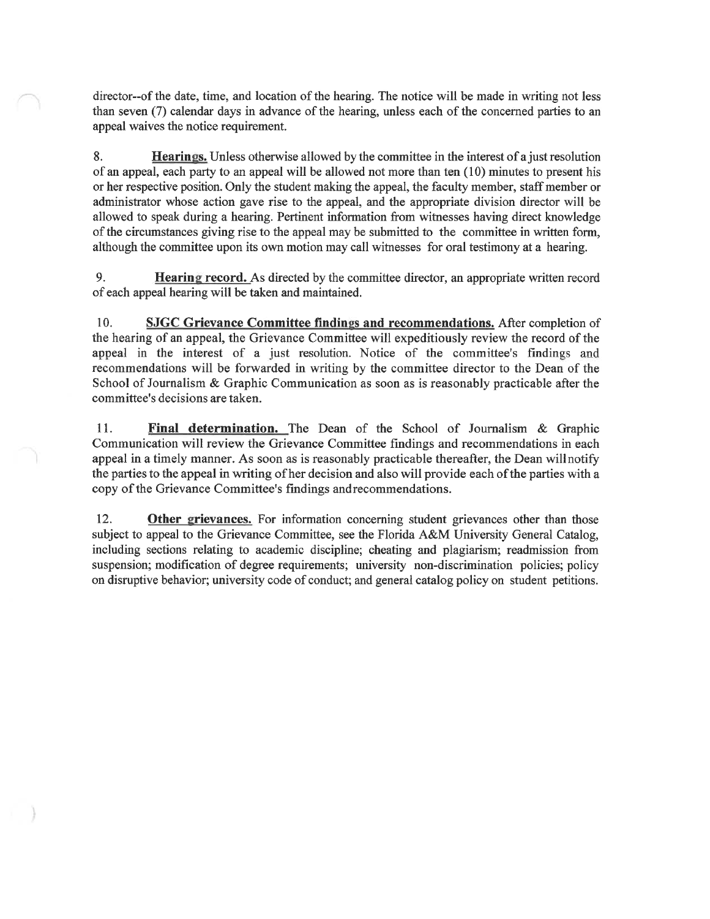director--of the date, time, and location of the hearing. The notice will be made in writing not less than seven (7) calendar days in advance of the hearing, unless each of the concerned parties to an appeal waives the notice requirement.

8. **Hearings.** Unless otherwise allowed by the committee in the interest of a just resolution of an appeal, each party to an appeal will be allowed not more than ten (10) minutes to present his or her respective position. Only the student making the appeal, the faculty member, staff member or administrator whose action gave rise to the appeal, and the appropriate division director will be allowed to speak during a hearing. Pertinent information from witnesses having direct knowledge of the circumstances giving rise to the appeal may be submitted to the committee in written form, although the committee upon its own motion may call witnesses for oral testimony at a hearing.

9. **Hearing record.** As directed by the committee director, an appropriate written record of each appeal hearing will be taken and maintained.

10. **SJGC Grievance Committee findings and recommendations.** After completion of the hearing of an appeal, the Grievance Committee will expeditiously review the record of the appeal in the interest of a just resolution. Notice of the committee's findings and recommendations will be forwarded in writing by the committee director to the Dean of the School of Journalism & Graphic Communication as soon as is reasonably practicable after the committee's decisions are taken.

11. **Final determination.** The Dean of the School of Journalism & Graphic Communication will review the Grievance Committee findings and recommendations in each appeal in a timely manner. As soon as is reasonably practicable thereafter, the Dean will notify the parties to the appeal in writing of her decision and also will provide each of the parties with a copy of the Grievance Committee's findings and recommendations.

12. **Other grievances.** For information concerning student grievances other than those subject to appeal to the Grievance Committee, see the Florida A&M University General Catalog, including sections relating to academic discipline; cheating and plagiarism; readmission from suspension; modification of degree requirements; university non-discrimination policies; policy on disruptive behavior; university code of conduct; and general catalog policy on student petitions.